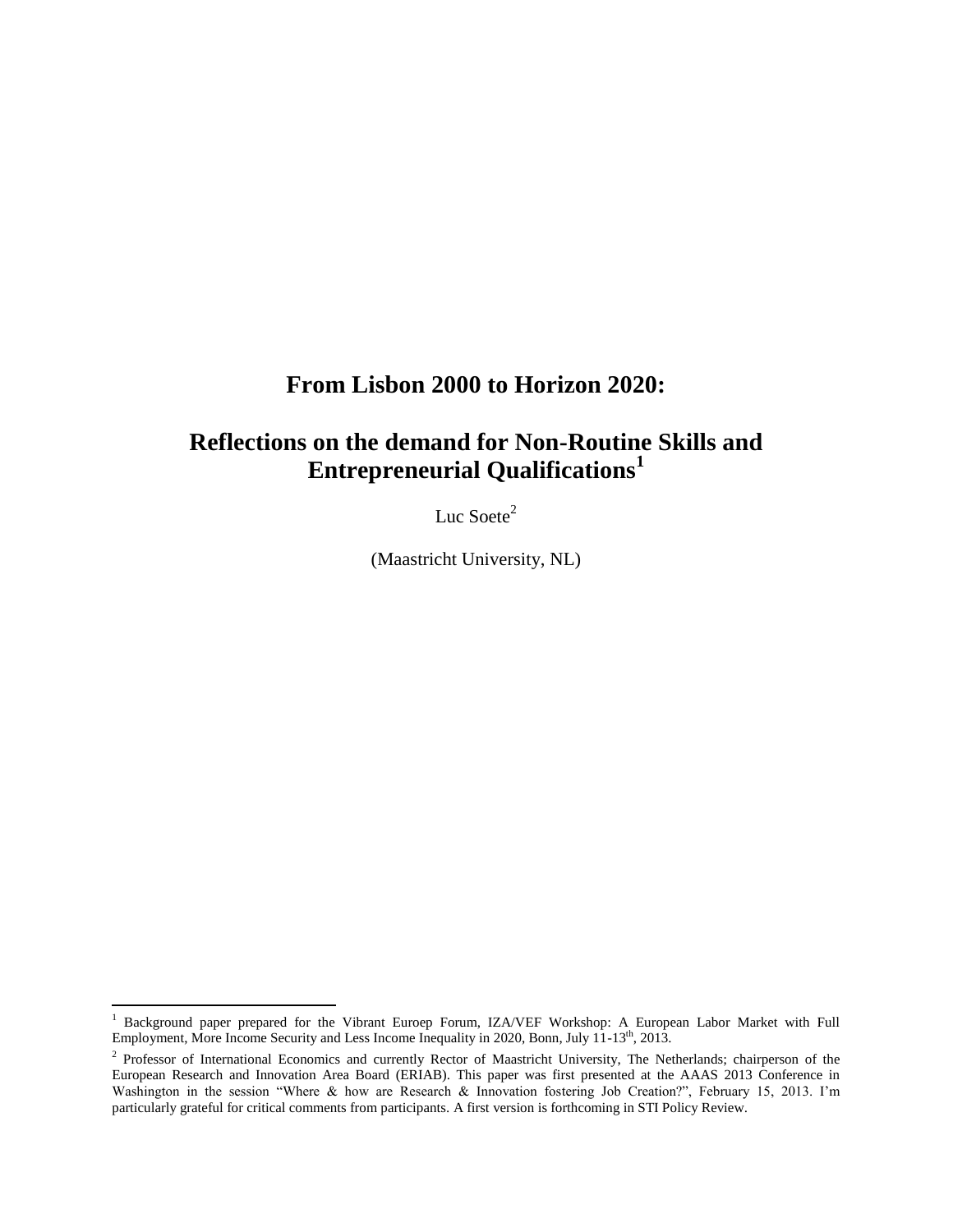# From Lisbon 2000 to Horizon 2020:

## Reflections on the demand for Non-Routine Skills and Entrepreneurial Qualifications[1]

Luc Soete[2]

(Maastricht University, NL)

---

[1] Background paper prepared for the Vibrant Euroep Forum, IZA/VEF Workshop: A European Labor Market with Full Employment, More Income Security and Less Income Inequality in 2020, Bonn, July 11-13th, 2013.

[2] Professor of International Economics and currently Rector of Maastricht University, The Netherlands; chairperson of the European Research and Innovation Area Board (ERIAB). This paper was first presented at the AAAS 2013 Conference in Washington in the session "Where & how are Research & Innovation fostering Job Creation?", February 15, 2013. I'm particularly grateful for critical comments from participants. A first version is forthcoming in STI Policy Review.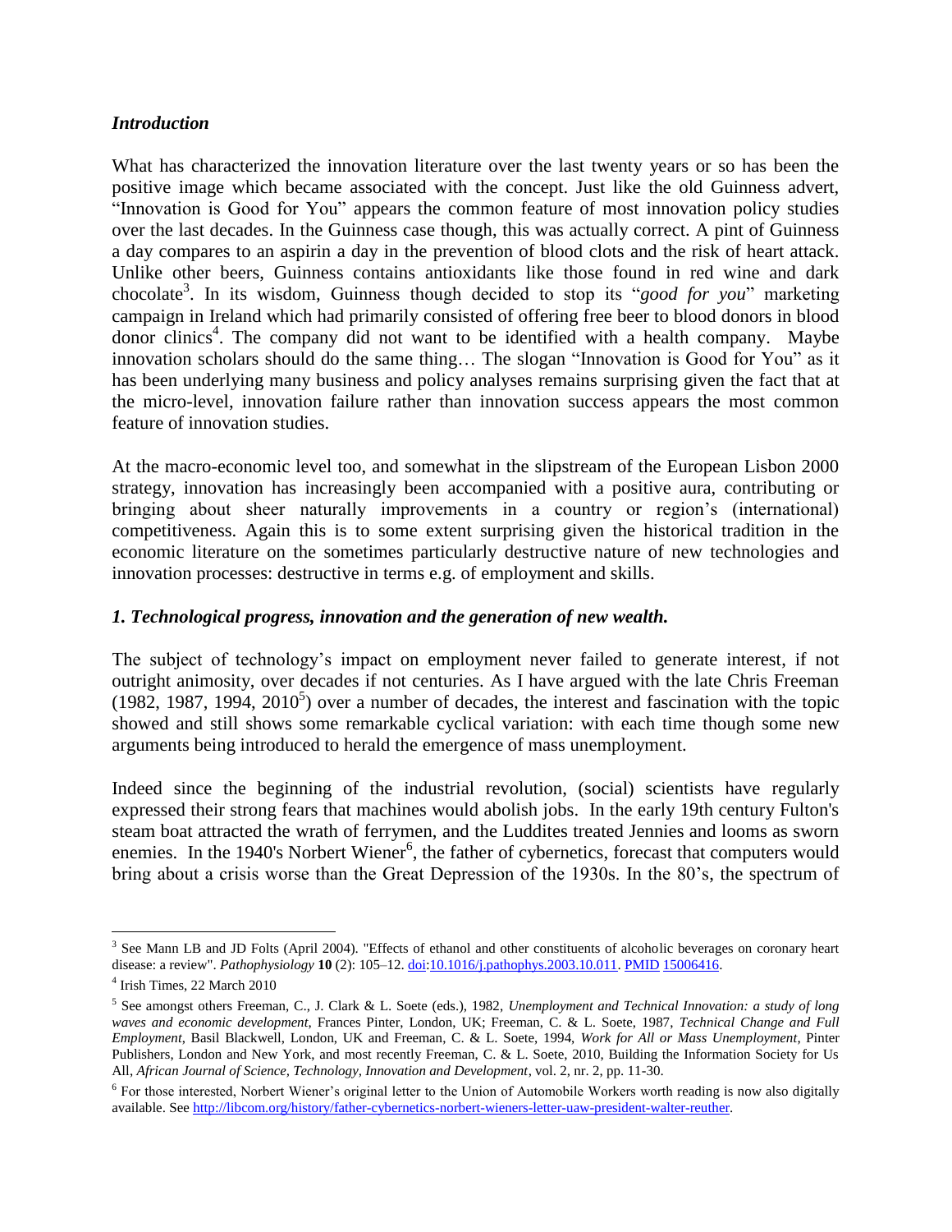### *Introduction*

What has characterized the innovation literature over the last twenty years or so has been the positive image which became associated with the concept. Just like the old Guinness advert, "Innovation is Good for You" appears the common feature of most innovation policy studies over the last decades. In the Guinness case though, this was actually correct. A pint of Guinness a day compares to an aspirin a day in the prevention of blood clots and the risk of heart attack. Unlike other beers, Guinness contains antioxidants like those found in red wine and dark chocolate[3]. In its wisdom, Guinness though decided to stop its "*good for you*" marketing campaign in Ireland which had primarily consisted of offering free beer to blood donors in blood donor clinics[4]. The company did not want to be identified with a health company. Maybe innovation scholars should do the same thing… The slogan "Innovation is Good for You" as it has been underlying many business and policy analyses remains surprising given the fact that at the micro-level, innovation failure rather than innovation success appears the most common feature of innovation studies.

At the macro-economic level too, and somewhat in the slipstream of the European Lisbon 2000 strategy, innovation has increasingly been accompanied with a positive aura, contributing or bringing about sheer naturally improvements in a country or region's (international) competitiveness. Again this is to some extent surprising given the historical tradition in the economic literature on the sometimes particularly destructive nature of new technologies and innovation processes: destructive in terms e.g. of employment and skills.

### *1. Technological progress, innovation and the generation of new wealth.*

The subject of technology's impact on employment never failed to generate interest, if not outright animosity, over decades if not centuries. As I have argued with the late Chris Freeman (1982, 1987, 1994, 2010[5]) over a number of decades, the interest and fascination with the topic showed and still shows some remarkable cyclical variation: with each time though some new arguments being introduced to herald the emergence of mass unemployment.

Indeed since the beginning of the industrial revolution, (social) scientists have regularly expressed their strong fears that machines would abolish jobs. In the early 19th century Fulton's steam boat attracted the wrath of ferrymen, and the Luddites treated Jennies and looms as sworn enemies. In the 1940's Norbert Wiener[6], the father of cybernetics, forecast that computers would bring about a crisis worse than the Great Depression of the 1930s. In the 80's, the spectrum of

---

[3] See Mann LB and JD Folts (April 2004). "Effects of ethanol and other constituents of alcoholic beverages on coronary heart disease: a review". *Pathophysiology* **10** (2): 105–12. doi:10.1016/j.pathophys.2003.10.011. PMID 15006416.

[4] Irish Times, 22 March 2010

[5] See amongst others Freeman, C., J. Clark & L. Soete (eds.), 1982, *Unemployment and Technical Innovation: a study of long waves and economic development*, Frances Pinter, London, UK; Freeman, C. & L. Soete, 1987, *Technical Change and Full Employment*, Basil Blackwell, London, UK and Freeman, C. & L. Soete, 1994, *Work for All or Mass Unemployment*, Pinter Publishers, London and New York, and most recently Freeman, C. & L. Soete, 2010, Building the Information Society for Us All, *African Journal of Science, Technology, Innovation and Development*, vol. 2, nr. 2, pp. 11-30.

[6] For those interested, Norbert Wiener's original letter to the Union of Automobile Workers worth reading is now also digitally available. See http://libcom.org/history/father-cybernetics-norbert-wieners-letter-uaw-president-walter-reuther.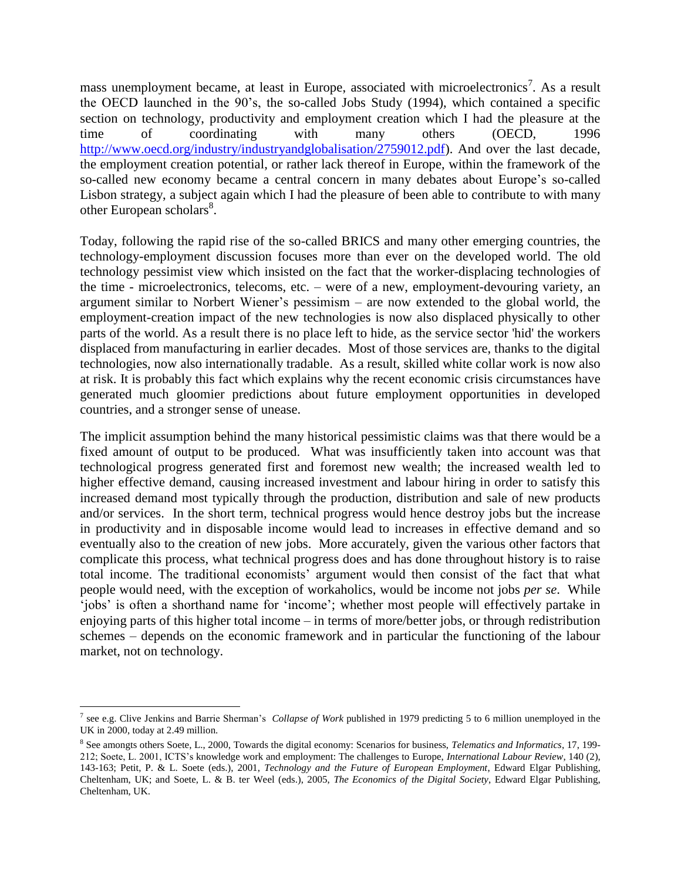mass unemployment became, at least in Europe, associated with microelectronics[7]. As a result the OECD launched in the 90's, the so-called Jobs Study (1994), which contained a specific section on technology, productivity and employment creation which I had the pleasure at the time of coordinating with many others (OECD, 1996 http://www.oecd.org/industry/industryandglobalisation/2759012.pdf). And over the last decade, the employment creation potential, or rather lack thereof in Europe, within the framework of the so-called new economy became a central concern in many debates about Europe's so-called Lisbon strategy, a subject again which I had the pleasure of been able to contribute to with many other European scholars[8].

Today, following the rapid rise of the so-called BRICS and many other emerging countries, the technology-employment discussion focuses more than ever on the developed world. The old technology pessimist view which insisted on the fact that the worker-displacing technologies of the time - microelectronics, telecoms, etc. – were of a new, employment-devouring variety, an argument similar to Norbert Wiener's pessimism – are now extended to the global world, the employment-creation impact of the new technologies is now also displaced physically to other parts of the world. As a result there is no place left to hide, as the service sector 'hid' the workers displaced from manufacturing in earlier decades. Most of those services are, thanks to the digital technologies, now also internationally tradable. As a result, skilled white collar work is now also at risk. It is probably this fact which explains why the recent economic crisis circumstances have generated much gloomier predictions about future employment opportunities in developed countries, and a stronger sense of unease.

The implicit assumption behind the many historical pessimistic claims was that there would be a fixed amount of output to be produced. What was insufficiently taken into account was that technological progress generated first and foremost new wealth; the increased wealth led to higher effective demand, causing increased investment and labour hiring in order to satisfy this increased demand most typically through the production, distribution and sale of new products and/or services. In the short term, technical progress would hence destroy jobs but the increase in productivity and in disposable income would lead to increases in effective demand and so eventually also to the creation of new jobs. More accurately, given the various other factors that complicate this process, what technical progress does and has done throughout history is to raise total income. The traditional economists' argument would then consist of the fact that what people would need, with the exception of workaholics, would be income not jobs *per se*. While 'jobs' is often a shorthand name for 'income'; whether most people will effectively partake in enjoying parts of this higher total income – in terms of more/better jobs, or through redistribution schemes – depends on the economic framework and in particular the functioning of the labour market, not on technology.

---

[7] see e.g. Clive Jenkins and Barrie Sherman's *Collapse of Work* published in 1979 predicting 5 to 6 million unemployed in the UK in 2000, today at 2.49 million.

[8] See amongts others Soete, L., 2000, Towards the digital economy: Scenarios for business, *Telematics and Informatics*, 17, 199-212; Soete, L. 2001, ICTS's knowledge work and employment: The challenges to Europe, *International Labour Review*, 140 (2), 143-163; Petit, P. & L. Soete (eds.), 2001, *Technology and the Future of European Employment*, Edward Elgar Publishing, Cheltenham, UK; and Soete, L. & B. ter Weel (eds.), 2005, *The Economics of the Digital Society*, Edward Elgar Publishing, Cheltenham, UK.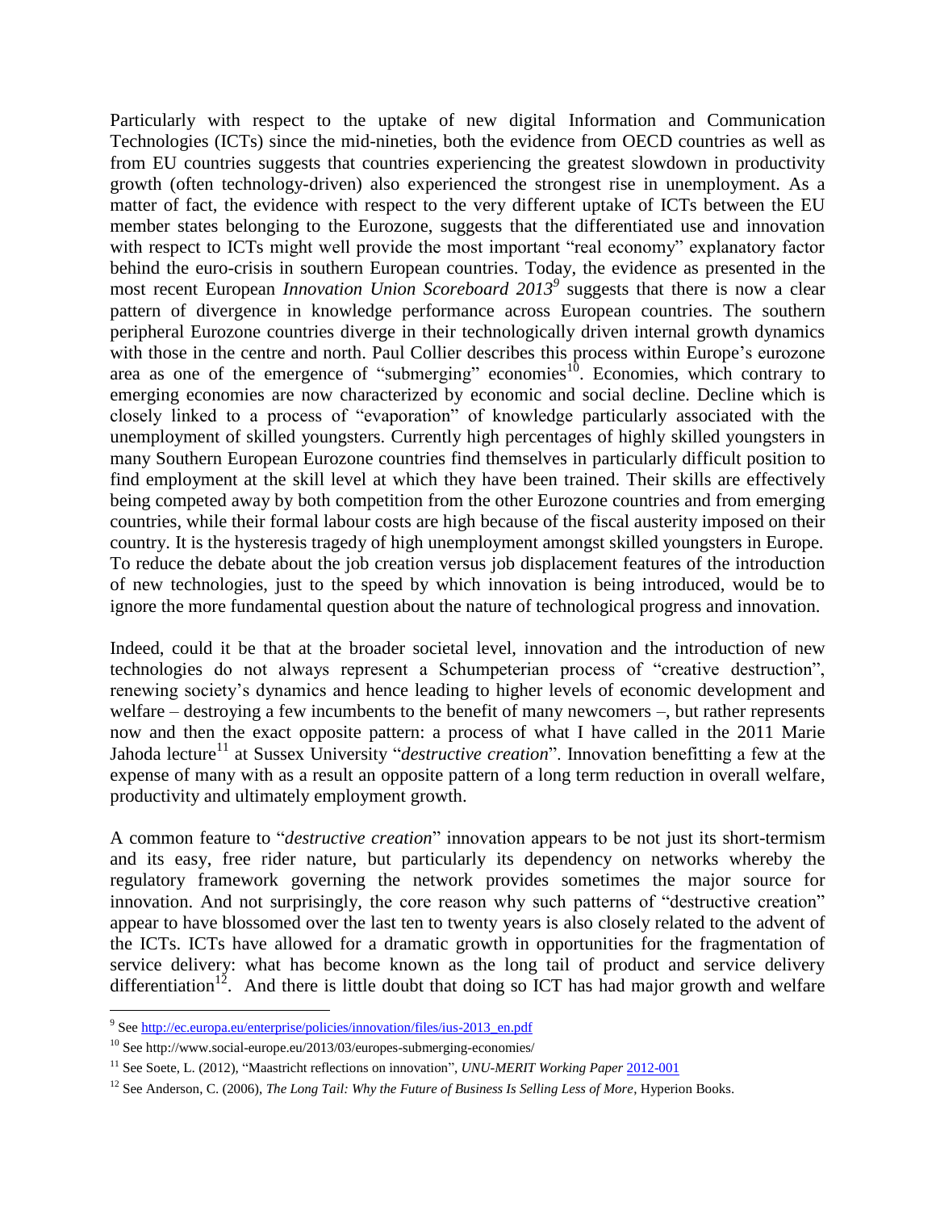Particularly with respect to the uptake of new digital Information and Communication Technologies (ICTs) since the mid-nineties, both the evidence from OECD countries as well as from EU countries suggests that countries experiencing the greatest slowdown in productivity growth (often technology-driven) also experienced the strongest rise in unemployment. As a matter of fact, the evidence with respect to the very different uptake of ICTs between the EU member states belonging to the Eurozone, suggests that the differentiated use and innovation with respect to ICTs might well provide the most important "real economy" explanatory factor behind the euro-crisis in southern European countries. Today, the evidence as presented in the most recent European *Innovation Union Scoreboard 2013*[9] suggests that there is now a clear pattern of divergence in knowledge performance across European countries. The southern peripheral Eurozone countries diverge in their technologically driven internal growth dynamics with those in the centre and north. Paul Collier describes this process within Europe's eurozone area as one of the emergence of "submerging" economies[10]. Economies, which contrary to emerging economies are now characterized by economic and social decline. Decline which is closely linked to a process of "evaporation" of knowledge particularly associated with the unemployment of skilled youngsters. Currently high percentages of highly skilled youngsters in many Southern European Eurozone countries find themselves in particularly difficult position to find employment at the skill level at which they have been trained. Their skills are effectively being competed away by both competition from the other Eurozone countries and from emerging countries, while their formal labour costs are high because of the fiscal austerity imposed on their country. It is the hysteresis tragedy of high unemployment amongst skilled youngsters in Europe. To reduce the debate about the job creation versus job displacement features of the introduction of new technologies, just to the speed by which innovation is being introduced, would be to ignore the more fundamental question about the nature of technological progress and innovation.

Indeed, could it be that at the broader societal level, innovation and the introduction of new technologies do not always represent a Schumpeterian process of "creative destruction", renewing society's dynamics and hence leading to higher levels of economic development and welfare – destroying a few incumbents to the benefit of many newcomers –, but rather represents now and then the exact opposite pattern: a process of what I have called in the 2011 Marie Jahoda lecture[11] at Sussex University "*destructive creation*". Innovation benefitting a few at the expense of many with as a result an opposite pattern of a long term reduction in overall welfare, productivity and ultimately employment growth.

A common feature to "*destructive creation*" innovation appears to be not just its short-termism and its easy, free rider nature, but particularly its dependency on networks whereby the regulatory framework governing the network provides sometimes the major source for innovation. And not surprisingly, the core reason why such patterns of "destructive creation" appear to have blossomed over the last ten to twenty years is also closely related to the advent of the ICTs. ICTs have allowed for a dramatic growth in opportunities for the fragmentation of service delivery: what has become known as the long tail of product and service delivery differentiation[12]. And there is little doubt that doing so ICT has had major growth and welfare

---

[9] See http://ec.europa.eu/enterprise/policies/innovation/files/ius-2013_en.pdf

[10] See http://www.social-europe.eu/2013/03/europes-submerging-economies/

[11] See Soete, L. (2012), "Maastricht reflections on innovation", *UNU-MERIT Working Paper* 2012-001

[12] See Anderson, C. (2006), *The Long Tail: Why the Future of Business Is Selling Less of More*, Hyperion Books.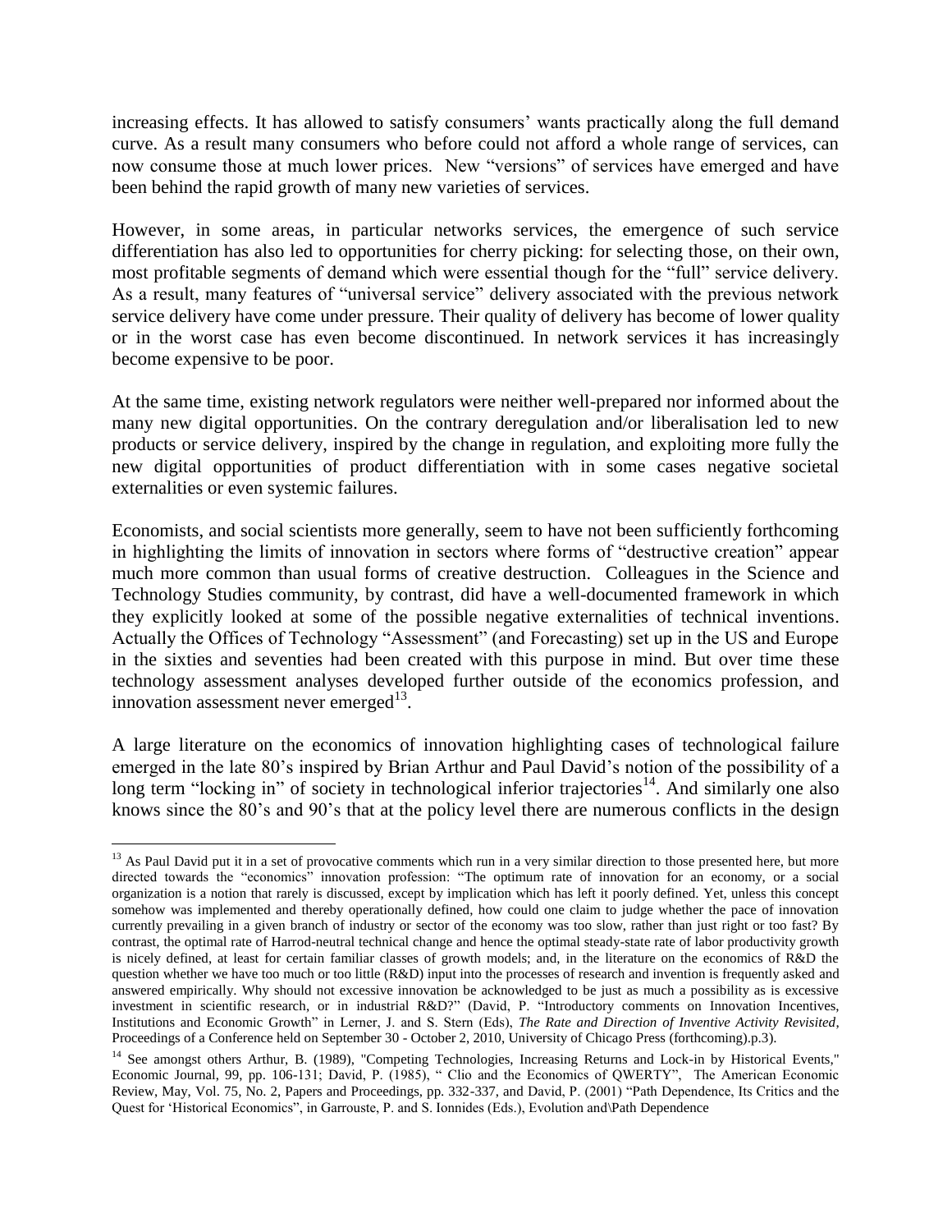increasing effects. It has allowed to satisfy consumers' wants practically along the full demand curve. As a result many consumers who before could not afford a whole range of services, can now consume those at much lower prices. New "versions" of services have emerged and have been behind the rapid growth of many new varieties of services.

However, in some areas, in particular networks services, the emergence of such service differentiation has also led to opportunities for cherry picking: for selecting those, on their own, most profitable segments of demand which were essential though for the "full" service delivery. As a result, many features of "universal service" delivery associated with the previous network service delivery have come under pressure. Their quality of delivery has become of lower quality or in the worst case has even become discontinued. In network services it has increasingly become expensive to be poor.

At the same time, existing network regulators were neither well-prepared nor informed about the many new digital opportunities. On the contrary deregulation and/or liberalisation led to new products or service delivery, inspired by the change in regulation, and exploiting more fully the new digital opportunities of product differentiation with in some cases negative societal externalities or even systemic failures.

Economists, and social scientists more generally, seem to have not been sufficiently forthcoming in highlighting the limits of innovation in sectors where forms of "destructive creation" appear much more common than usual forms of creative destruction. Colleagues in the Science and Technology Studies community, by contrast, did have a well-documented framework in which they explicitly looked at some of the possible negative externalities of technical inventions. Actually the Offices of Technology "Assessment" (and Forecasting) set up in the US and Europe in the sixties and seventies had been created with this purpose in mind. But over time these technology assessment analyses developed further outside of the economics profession, and innovation assessment never emerged[13].

A large literature on the economics of innovation highlighting cases of technological failure emerged in the late 80's inspired by Brian Arthur and Paul David's notion of the possibility of a long term "locking in" of society in technological inferior trajectories[14]. And similarly one also knows since the 80's and 90's that at the policy level there are numerous conflicts in the design

[13] As Paul David put it in a set of provocative comments which run in a very similar direction to those presented here, but more directed towards the "economics" innovation profession: "The optimum rate of innovation for an economy, or a social organization is a notion that rarely is discussed, except by implication which has left it poorly defined. Yet, unless this concept somehow was implemented and thereby operationally defined, how could one claim to judge whether the pace of innovation currently prevailing in a given branch of industry or sector of the economy was too slow, rather than just right or too fast? By contrast, the optimal rate of Harrod-neutral technical change and hence the optimal steady-state rate of labor productivity growth is nicely defined, at least for certain familiar classes of growth models; and, in the literature on the economics of R&D the question whether we have too much or too little (R&D) input into the processes of research and invention is frequently asked and answered empirically. Why should not excessive innovation be acknowledged to be just as much a possibility as is excessive investment in scientific research, or in industrial R&D?" (David, P. "Introductory comments on Innovation Incentives, Institutions and Economic Growth" in Lerner, J. and S. Stern (Eds), *The Rate and Direction of Inventive Activity Revisited*, Proceedings of a Conference held on September 30 - October 2, 2010, University of Chicago Press (forthcoming).p.3).

[14] See amongst others Arthur, B. (1989), "Competing Technologies, Increasing Returns and Lock-in by Historical Events," Economic Journal, 99, pp. 106-131; David, P. (1985), " Clio and the Economics of QWERTY", The American Economic Review, May, Vol. 75, No. 2, Papers and Proceedings, pp. 332-337, and David, P. (2001) "Path Dependence, Its Critics and the Quest for 'Historical Economics", in Garrouste, P. and S. Ionnides (Eds.), Evolution and\Path Dependence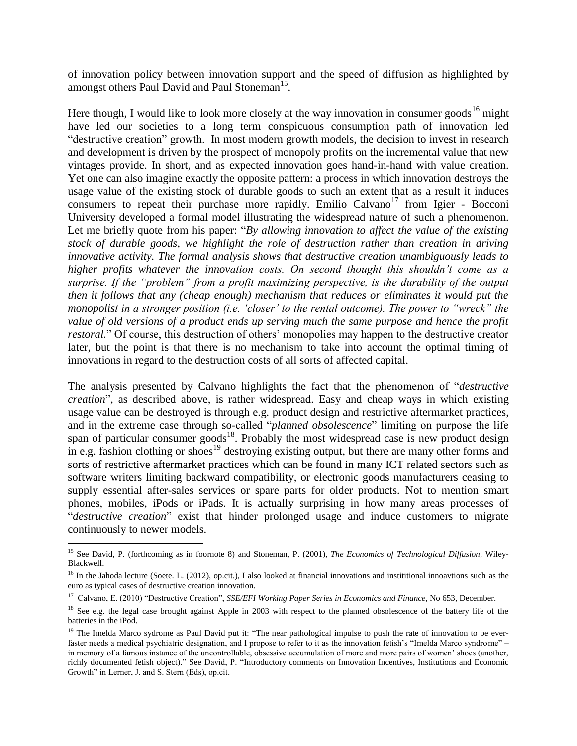of innovation policy between innovation support and the speed of diffusion as highlighted by amongst others Paul David and Paul Stoneman[15].

Here though, I would like to look more closely at the way innovation in consumer goods[16] might have led our societies to a long term conspicuous consumption path of innovation led "destructive creation" growth. In most modern growth models, the decision to invest in research and development is driven by the prospect of monopoly profits on the incremental value that new vintages provide. In short, and as expected innovation goes hand-in-hand with value creation. Yet one can also imagine exactly the opposite pattern: a process in which innovation destroys the usage value of the existing stock of durable goods to such an extent that as a result it induces consumers to repeat their purchase more rapidly. Emilio Calvano[17] from Igier - Bocconi University developed a formal model illustrating the widespread nature of such a phenomenon. Let me briefly quote from his paper: "*By allowing innovation to affect the value of the existing stock of durable goods, we highlight the role of destruction rather than creation in driving innovative activity. The formal analysis shows that destructive creation unambiguously leads to higher profits whatever the innovation costs. On second thought this shouldn't come as a surprise. If the "problem" from a profit maximizing perspective, is the durability of the output then it follows that any (cheap enough) mechanism that reduces or eliminates it would put the monopolist in a stronger position (i.e. 'closer' to the rental outcome). The power to "wreck" the value of old versions of a product ends up serving much the same purpose and hence the profit restoral.*" Of course, this destruction of others' monopolies may happen to the destructive creator later, but the point is that there is no mechanism to take into account the optimal timing of innovations in regard to the destruction costs of all sorts of affected capital.

The analysis presented by Calvano highlights the fact that the phenomenon of "*destructive creation*", as described above, is rather widespread. Easy and cheap ways in which existing usage value can be destroyed is through e.g. product design and restrictive aftermarket practices, and in the extreme case through so-called "*planned obsolescence*" limiting on purpose the life span of particular consumer goods[18]. Probably the most widespread case is new product design in e.g. fashion clothing or shoes[19] destroying existing output, but there are many other forms and sorts of restrictive aftermarket practices which can be found in many ICT related sectors such as software writers limiting backward compatibility, or electronic goods manufacturers ceasing to supply essential after-sales services or spare parts for older products. Not to mention smart phones, mobiles, iPods or iPads. It is actually surprising in how many areas processes of "*destructive creation*" exist that hinder prolonged usage and induce customers to migrate continuously to newer models.

---

[15] See David, P. (forthcoming as in foornote 8) and Stoneman, P. (2001), *The Economics of Technological Diffusion*, Wiley-Blackwell.

[16] In the Jahoda lecture (Soete. L. (2012), op.cit.), I also looked at financial innovations and instititional innoavtions such as the euro as typical cases of destructive creation innovation.

[17] Calvano, E. (2010) "Destructive Creation", *SSE/EFI Working Paper Series in Economics and Finance*, No 653, December.

[18] See e.g. the legal case brought against Apple in 2003 with respect to the planned obsolescence of the battery life of the batteries in the iPod.

[19] The Imelda Marco sydrome as Paul David put it: "The near pathological impulse to push the rate of innovation to be ever-faster needs a medical psychiatric designation, and I propose to refer to it as the innovation fetish's "Imelda Marco syndrome" – in memory of a famous instance of the uncontrollable, obsessive accumulation of more and more pairs of women' shoes (another, richly documented fetish object)." See David, P. "Introductory comments on Innovation Incentives, Institutions and Economic Growth" in Lerner, J. and S. Stern (Eds), op.cit.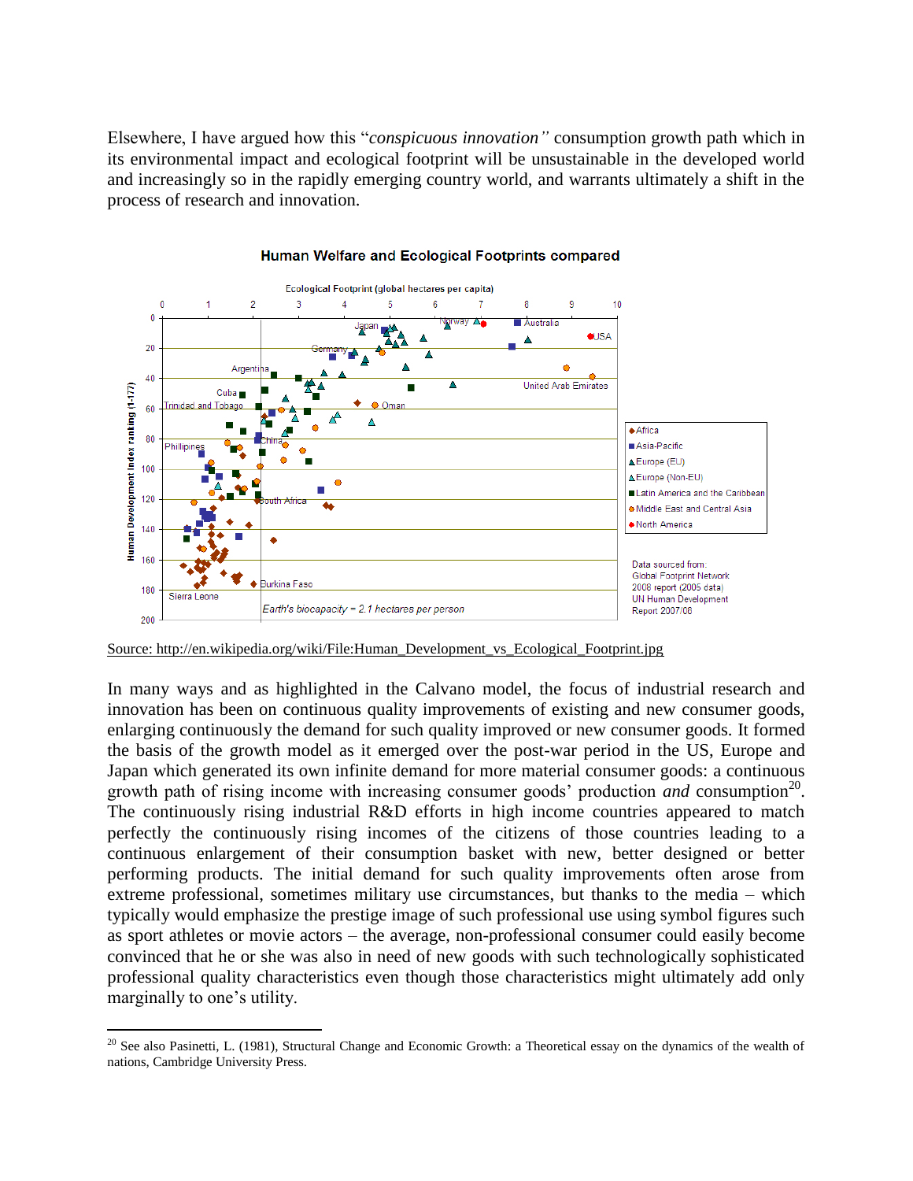Elsewhere, I have argued how this "*conspicuous innovation"* consumption growth path which in its environmental impact and ecological footprint will be unsustainable in the developed world and increasingly so in the rapidly emerging country world, and warrants ultimately a shift in the process of research and innovation.

Source: http://en.wikipedia.org/wiki/File:Human_Development_vs_Ecological_Footprint.jpg

In many ways and as highlighted in the Calvano model, the focus of industrial research and innovation has been on continuous quality improvements of existing and new consumer goods, enlarging continuously the demand for such quality improved or new consumer goods. It formed the basis of the growth model as it emerged over the post-war period in the US, Europe and Japan which generated its own infinite demand for more material consumer goods: a continuous growth path of rising income with increasing consumer goods' production *and* consumption[20]. The continuously rising industrial R&D efforts in high income countries appeared to match perfectly the continuously rising incomes of the citizens of those countries leading to a continuous enlargement of their consumption basket with new, better designed or better performing products. The initial demand for such quality improvements often arose from extreme professional, sometimes military use circumstances, but thanks to the media – which typically would emphasize the prestige image of such professional use using symbol figures such as sport athletes or movie actors – the average, non-professional consumer could easily become convinced that he or she was also in need of new goods with such technologically sophisticated professional quality characteristics even though those characteristics might ultimately add only marginally to one's utility.

[20] See also Pasinetti, L. (1981), Structural Change and Economic Growth: a Theoretical essay on the dynamics of the wealth of nations, Cambridge University Press.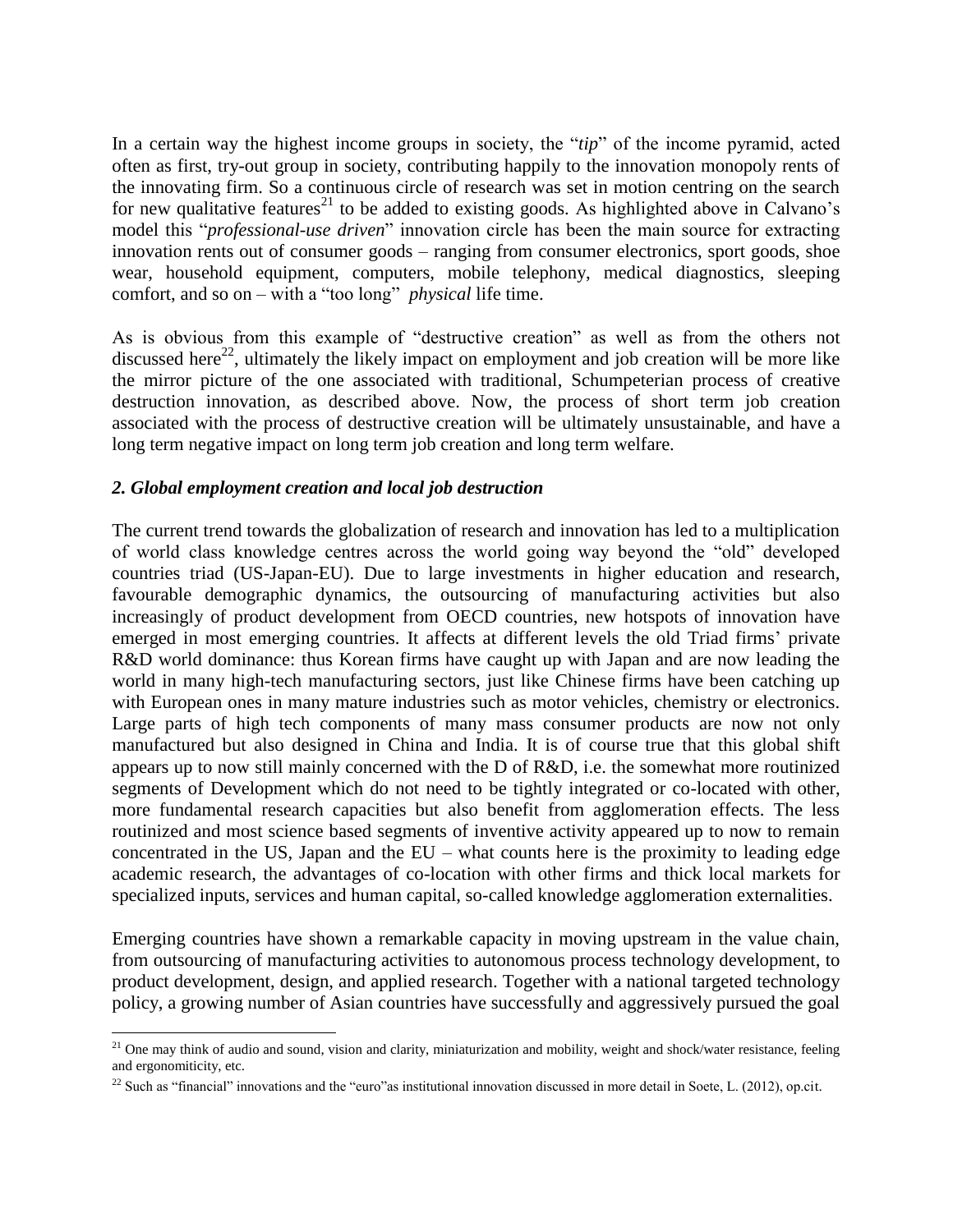In a certain way the highest income groups in society, the "*tip*" of the income pyramid, acted often as first, try-out group in society, contributing happily to the innovation monopoly rents of the innovating firm. So a continuous circle of research was set in motion centring on the search for new qualitative features[21] to be added to existing goods. As highlighted above in Calvano's model this "*professional-use driven*" innovation circle has been the main source for extracting innovation rents out of consumer goods – ranging from consumer electronics, sport goods, shoe wear, household equipment, computers, mobile telephony, medical diagnostics, sleeping comfort, and so on – with a "too long" *physical* life time.

As is obvious from this example of "destructive creation" as well as from the others not discussed here[22], ultimately the likely impact on employment and job creation will be more like the mirror picture of the one associated with traditional, Schumpeterian process of creative destruction innovation, as described above. Now, the process of short term job creation associated with the process of destructive creation will be ultimately unsustainable, and have a long term negative impact on long term job creation and long term welfare.

### *2. Global employment creation and local job destruction*

The current trend towards the globalization of research and innovation has led to a multiplication of world class knowledge centres across the world going way beyond the "old" developed countries triad (US-Japan-EU). Due to large investments in higher education and research, favourable demographic dynamics, the outsourcing of manufacturing activities but also increasingly of product development from OECD countries, new hotspots of innovation have emerged in most emerging countries. It affects at different levels the old Triad firms' private R&D world dominance: thus Korean firms have caught up with Japan and are now leading the world in many high-tech manufacturing sectors, just like Chinese firms have been catching up with European ones in many mature industries such as motor vehicles, chemistry or electronics. Large parts of high tech components of many mass consumer products are now not only manufactured but also designed in China and India. It is of course true that this global shift appears up to now still mainly concerned with the D of R&D, i.e. the somewhat more routinized segments of Development which do not need to be tightly integrated or co-located with other, more fundamental research capacities but also benefit from agglomeration effects. The less routinized and most science based segments of inventive activity appeared up to now to remain concentrated in the US, Japan and the EU – what counts here is the proximity to leading edge academic research, the advantages of co-location with other firms and thick local markets for specialized inputs, services and human capital, so-called knowledge agglomeration externalities.

Emerging countries have shown a remarkable capacity in moving upstream in the value chain, from outsourcing of manufacturing activities to autonomous process technology development, to product development, design, and applied research. Together with a national targeted technology policy, a growing number of Asian countries have successfully and aggressively pursued the goal

---

[21] One may think of audio and sound, vision and clarity, miniaturization and mobility, weight and shock/water resistance, feeling and ergonomiticity, etc.

[22] Such as "financial" innovations and the "euro"as institutional innovation discussed in more detail in Soete, L. (2012), op.cit.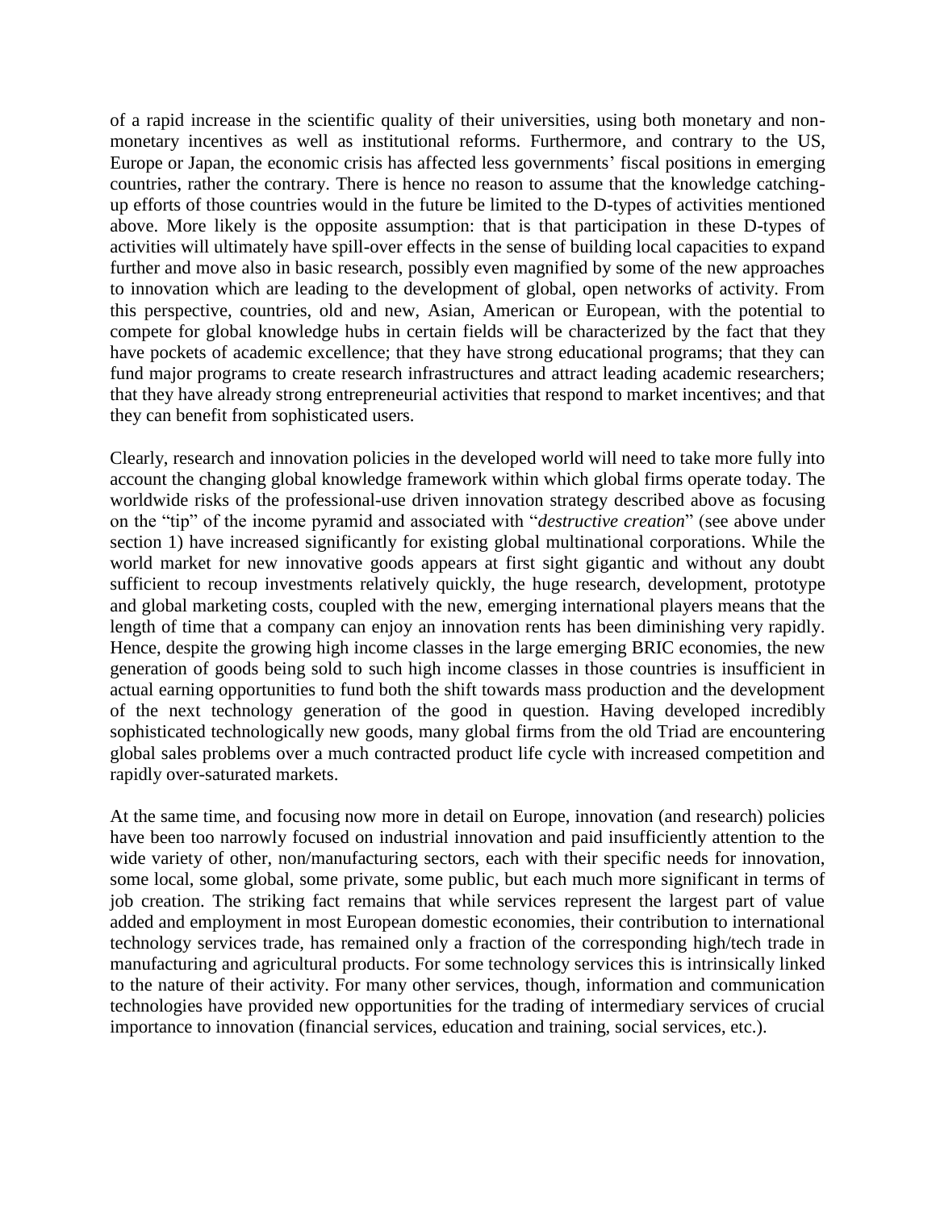of a rapid increase in the scientific quality of their universities, using both monetary and non-monetary incentives as well as institutional reforms. Furthermore, and contrary to the US, Europe or Japan, the economic crisis has affected less governments' fiscal positions in emerging countries, rather the contrary. There is hence no reason to assume that the knowledge catching-up efforts of those countries would in the future be limited to the D-types of activities mentioned above. More likely is the opposite assumption: that is that participation in these D-types of activities will ultimately have spill-over effects in the sense of building local capacities to expand further and move also in basic research, possibly even magnified by some of the new approaches to innovation which are leading to the development of global, open networks of activity. From this perspective, countries, old and new, Asian, American or European, with the potential to compete for global knowledge hubs in certain fields will be characterized by the fact that they have pockets of academic excellence; that they have strong educational programs; that they can fund major programs to create research infrastructures and attract leading academic researchers; that they have already strong entrepreneurial activities that respond to market incentives; and that they can benefit from sophisticated users.

Clearly, research and innovation policies in the developed world will need to take more fully into account the changing global knowledge framework within which global firms operate today. The worldwide risks of the professional-use driven innovation strategy described above as focusing on the "tip" of the income pyramid and associated with "*destructive creation*" (see above under section 1) have increased significantly for existing global multinational corporations. While the world market for new innovative goods appears at first sight gigantic and without any doubt sufficient to recoup investments relatively quickly, the huge research, development, prototype and global marketing costs, coupled with the new, emerging international players means that the length of time that a company can enjoy an innovation rents has been diminishing very rapidly. Hence, despite the growing high income classes in the large emerging BRIC economies, the new generation of goods being sold to such high income classes in those countries is insufficient in actual earning opportunities to fund both the shift towards mass production and the development of the next technology generation of the good in question. Having developed incredibly sophisticated technologically new goods, many global firms from the old Triad are encountering global sales problems over a much contracted product life cycle with increased competition and rapidly over-saturated markets.

At the same time, and focusing now more in detail on Europe, innovation (and research) policies have been too narrowly focused on industrial innovation and paid insufficiently attention to the wide variety of other, non/manufacturing sectors, each with their specific needs for innovation, some local, some global, some private, some public, but each much more significant in terms of job creation. The striking fact remains that while services represent the largest part of value added and employment in most European domestic economies, their contribution to international technology services trade, has remained only a fraction of the corresponding high/tech trade in manufacturing and agricultural products. For some technology services this is intrinsically linked to the nature of their activity. For many other services, though, information and communication technologies have provided new opportunities for the trading of intermediary services of crucial importance to innovation (financial services, education and training, social services, etc.).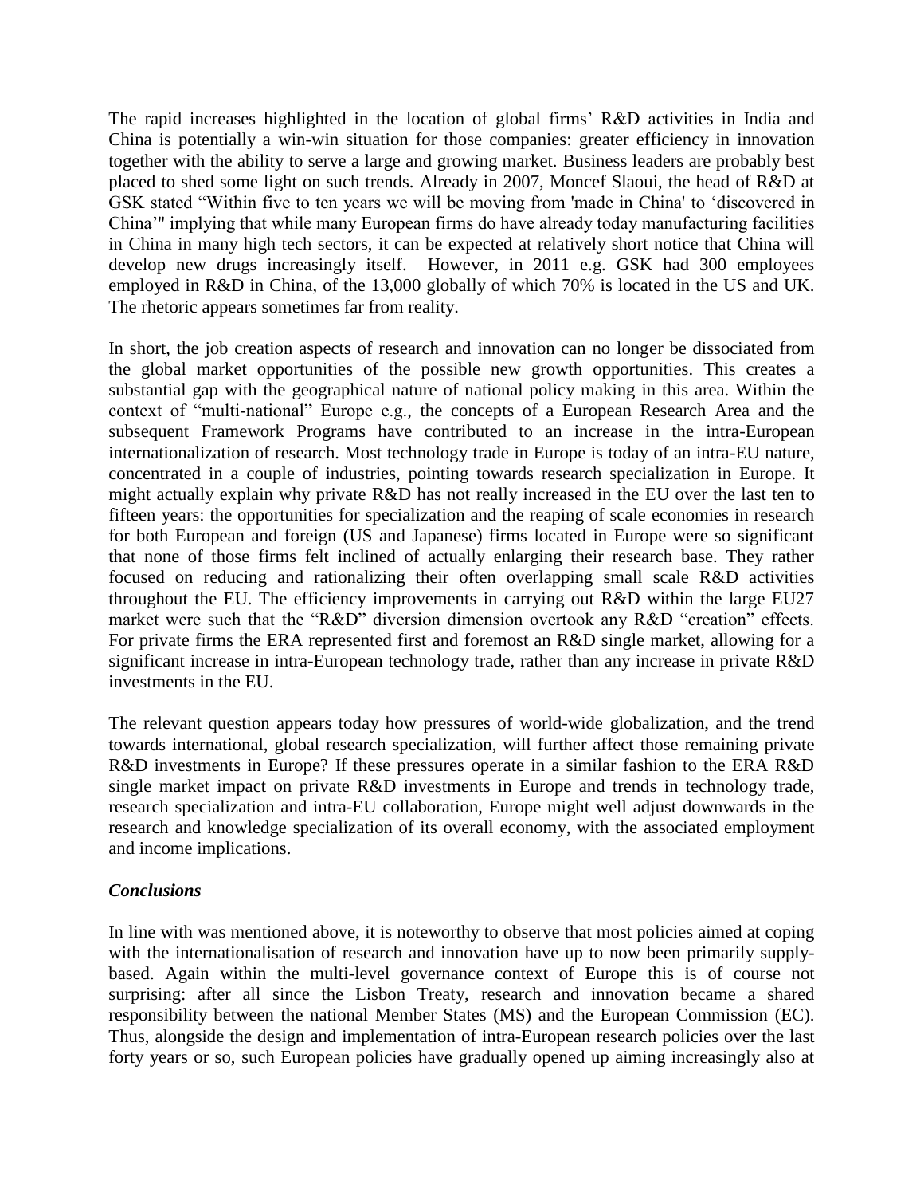The rapid increases highlighted in the location of global firms' R&D activities in India and China is potentially a win-win situation for those companies: greater efficiency in innovation together with the ability to serve a large and growing market. Business leaders are probably best placed to shed some light on such trends. Already in 2007, Moncef Slaoui, the head of R&D at GSK stated "Within five to ten years we will be moving from 'made in China' to 'discovered in China'" implying that while many European firms do have already today manufacturing facilities in China in many high tech sectors, it can be expected at relatively short notice that China will develop new drugs increasingly itself. However, in 2011 e.g. GSK had 300 employees employed in R&D in China, of the 13,000 globally of which 70% is located in the US and UK. The rhetoric appears sometimes far from reality.

In short, the job creation aspects of research and innovation can no longer be dissociated from the global market opportunities of the possible new growth opportunities. This creates a substantial gap with the geographical nature of national policy making in this area. Within the context of "multi-national" Europe e.g., the concepts of a European Research Area and the subsequent Framework Programs have contributed to an increase in the intra-European internationalization of research. Most technology trade in Europe is today of an intra-EU nature, concentrated in a couple of industries, pointing towards research specialization in Europe. It might actually explain why private R&D has not really increased in the EU over the last ten to fifteen years: the opportunities for specialization and the reaping of scale economies in research for both European and foreign (US and Japanese) firms located in Europe were so significant that none of those firms felt inclined of actually enlarging their research base. They rather focused on reducing and rationalizing their often overlapping small scale R&D activities throughout the EU. The efficiency improvements in carrying out R&D within the large EU27 market were such that the "R&D" diversion dimension overtook any R&D "creation" effects. For private firms the ERA represented first and foremost an R&D single market, allowing for a significant increase in intra-European technology trade, rather than any increase in private R&D investments in the EU.

The relevant question appears today how pressures of world-wide globalization, and the trend towards international, global research specialization, will further affect those remaining private R&D investments in Europe? If these pressures operate in a similar fashion to the ERA R&D single market impact on private R&D investments in Europe and trends in technology trade, research specialization and intra-EU collaboration, Europe might well adjust downwards in the research and knowledge specialization of its overall economy, with the associated employment and income implications.

### *Conclusions*

In line with was mentioned above, it is noteworthy to observe that most policies aimed at coping with the internationalisation of research and innovation have up to now been primarily supply-based. Again within the multi-level governance context of Europe this is of course not surprising: after all since the Lisbon Treaty, research and innovation became a shared responsibility between the national Member States (MS) and the European Commission (EC). Thus, alongside the design and implementation of intra-European research policies over the last forty years or so, such European policies have gradually opened up aiming increasingly also at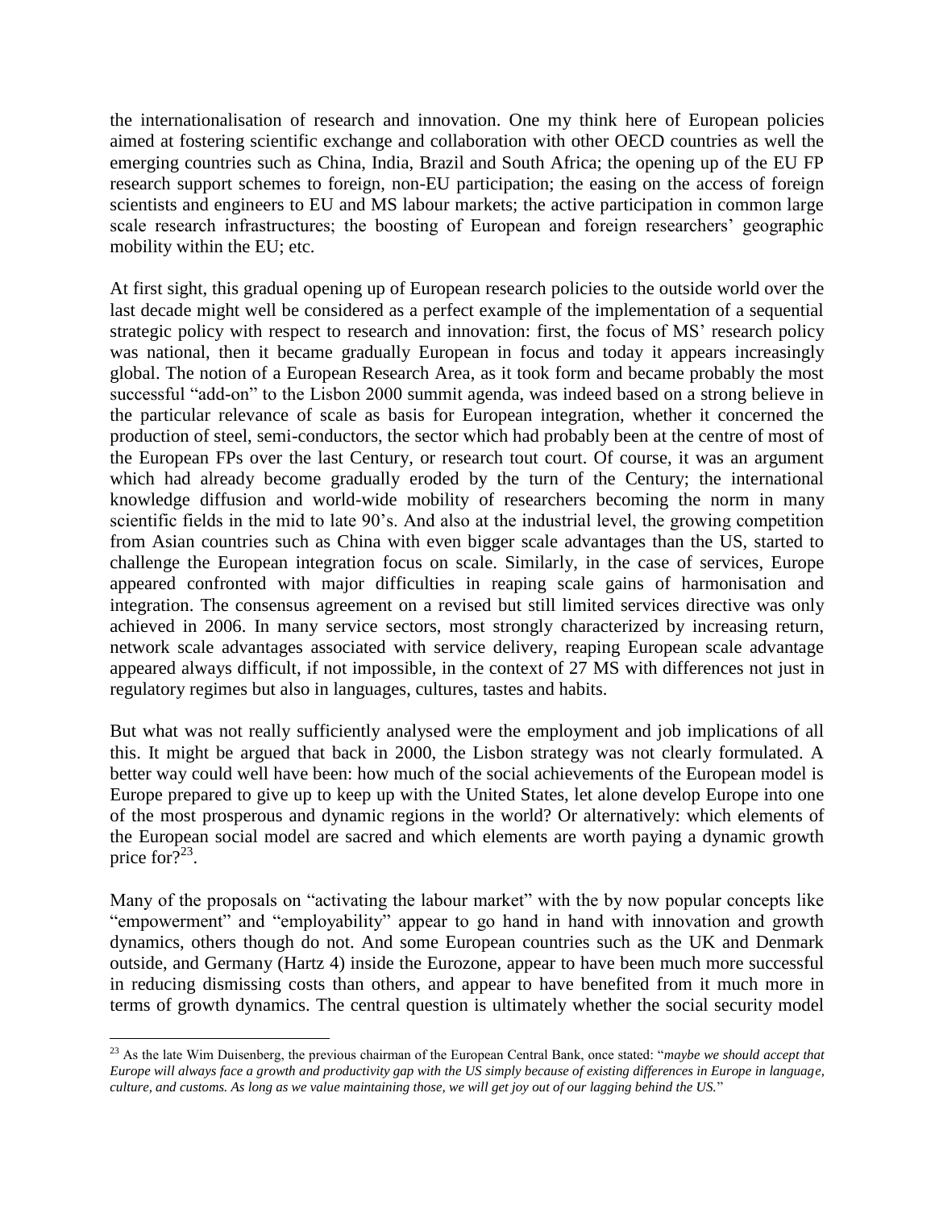the internationalisation of research and innovation. One my think here of European policies aimed at fostering scientific exchange and collaboration with other OECD countries as well the emerging countries such as China, India, Brazil and South Africa; the opening up of the EU FP research support schemes to foreign, non-EU participation; the easing on the access of foreign scientists and engineers to EU and MS labour markets; the active participation in common large scale research infrastructures; the boosting of European and foreign researchers' geographic mobility within the EU; etc.

At first sight, this gradual opening up of European research policies to the outside world over the last decade might well be considered as a perfect example of the implementation of a sequential strategic policy with respect to research and innovation: first, the focus of MS' research policy was national, then it became gradually European in focus and today it appears increasingly global. The notion of a European Research Area, as it took form and became probably the most successful "add-on" to the Lisbon 2000 summit agenda, was indeed based on a strong believe in the particular relevance of scale as basis for European integration, whether it concerned the production of steel, semi-conductors, the sector which had probably been at the centre of most of the European FPs over the last Century, or research tout court. Of course, it was an argument which had already become gradually eroded by the turn of the Century; the international knowledge diffusion and world-wide mobility of researchers becoming the norm in many scientific fields in the mid to late 90's. And also at the industrial level, the growing competition from Asian countries such as China with even bigger scale advantages than the US, started to challenge the European integration focus on scale. Similarly, in the case of services, Europe appeared confronted with major difficulties in reaping scale gains of harmonisation and integration. The consensus agreement on a revised but still limited services directive was only achieved in 2006. In many service sectors, most strongly characterized by increasing return, network scale advantages associated with service delivery, reaping European scale advantage appeared always difficult, if not impossible, in the context of 27 MS with differences not just in regulatory regimes but also in languages, cultures, tastes and habits.

But what was not really sufficiently analysed were the employment and job implications of all this. It might be argued that back in 2000, the Lisbon strategy was not clearly formulated. A better way could well have been: how much of the social achievements of the European model is Europe prepared to give up to keep up with the United States, let alone develop Europe into one of the most prosperous and dynamic regions in the world? Or alternatively: which elements of the European social model are sacred and which elements are worth paying a dynamic growth price for?[23].

Many of the proposals on "activating the labour market" with the by now popular concepts like "empowerment" and "employability" appear to go hand in hand with innovation and growth dynamics, others though do not. And some European countries such as the UK and Denmark outside, and Germany (Hartz 4) inside the Eurozone, appear to have been much more successful in reducing dismissing costs than others, and appear to have benefited from it much more in terms of growth dynamics. The central question is ultimately whether the social security model

---

[23] As the late Wim Duisenberg, the previous chairman of the European Central Bank, once stated: "*maybe we should accept that Europe will always face a growth and productivity gap with the US simply because of existing differences in Europe in language, culture, and customs. As long as we value maintaining those, we will get joy out of our lagging behind the US.*"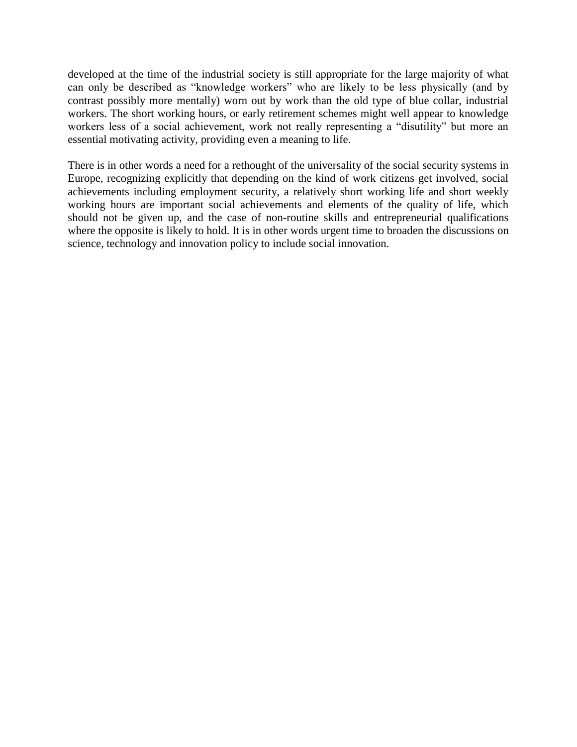developed at the time of the industrial society is still appropriate for the large majority of what can only be described as "knowledge workers" who are likely to be less physically (and by contrast possibly more mentally) worn out by work than the old type of blue collar, industrial workers. The short working hours, or early retirement schemes might well appear to knowledge workers less of a social achievement, work not really representing a "disutility" but more an essential motivating activity, providing even a meaning to life.

There is in other words a need for a rethought of the universality of the social security systems in Europe, recognizing explicitly that depending on the kind of work citizens get involved, social achievements including employment security, a relatively short working life and short weekly working hours are important social achievements and elements of the quality of life, which should not be given up, and the case of non-routine skills and entrepreneurial qualifications where the opposite is likely to hold. It is in other words urgent time to broaden the discussions on science, technology and innovation policy to include social innovation.